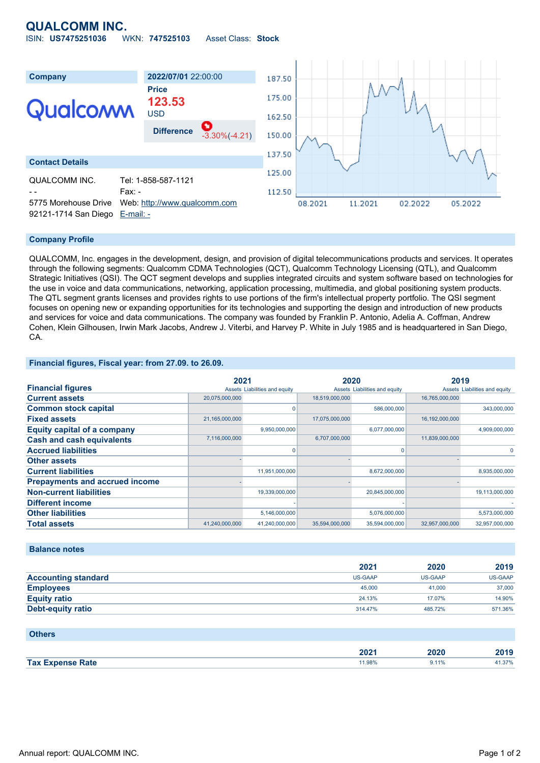# QUALCOMM INC.

ISIN: **US7475251036** WKN: **747525103** Asset Class: **Stock**

| Company | 2022/07/01 22:00:00 |
|---|---|
| Qualcomm | **Price** 123.53 USD |
| | **Difference** -3.30%(-4.21) |

## Contact Details

| | |
|---|---|
| QUALCOMM INC. | Tel: 1-858-587-1121 |
| - - | Fax: - |
| 5775 Morehouse Drive | Web: http://www.qualcomm.com |
| 92121-1714 San Diego | E-mail: - |

## Company Profile

QUALCOMM, Inc. engages in the development, design, and provision of digital telecommunications products and services. It operates through the following segments: Qualcomm CDMA Technologies (QCT), Qualcomm Technology Licensing (QTL), and Qualcomm Strategic Initiatives (QSI). The QCT segment develops and supplies integrated circuits and system software based on technologies for the use in voice and data communications, networking, application processing, multimedia, and global positioning system products. The QTL segment grants licenses and provides rights to use portions of the firm's intellectual property portfolio. The QSI segment focuses on opening new or expanding opportunities for its technologies and supporting the design and introduction of new products and services for voice and data communications. The company was founded by Franklin P. Antonio, Adelia A. Coffman, Andrew Cohen, Klein Gilhousen, Irwin Mark Jacobs, Andrew J. Viterbi, and Harvey P. White in July 1985 and is headquartered in San Diego, CA.

## Financial figures, Fiscal year: from 27.09. to 26.09.

| Financial figures | 2021 | | 2020 | | 2019 | |
|---|---|---|---|---|---|---|
| | Assets | Liabilities and equity | Assets | Liabilities and equity | Assets | Liabilities and equity |
| **Current assets** | 20,075,000,000 | | 18,519,000,000 | | 16,765,000,000 | |
| **Common stock capital** | | 0 | | 586,000,000 | | 343,000,000 |
| **Fixed assets** | 21,165,000,000 | | 17,075,000,000 | | 16,192,000,000 | |
| **Equity capital of a company** | | 9,950,000,000 | | 6,077,000,000 | | 4,909,000,000 |
| **Cash and cash equivalents** | 7,116,000,000 | | 6,707,000,000 | | 11,839,000,000 | |
| **Accrued liabilities** | | 0 | | 0 | | 0 |
| **Other assets** | - | | - | | - | |
| **Current liabilities** | | 11,951,000,000 | | 8,672,000,000 | | 8,935,000,000 |
| **Prepayments and accrued income** | - | | - | | - | |
| **Non-current liabilities** | | 19,339,000,000 | | 20,845,000,000 | | 19,113,000,000 |
| **Different income** | | - | | - | | - |
| **Other liabilities** | | 5,146,000,000 | | 5,076,000,000 | | 5,573,000,000 |
| **Total assets** | 41,240,000,000 | 41,240,000,000 | 35,594,000,000 | 35,594,000,000 | 32,957,000,000 | 32,957,000,000 |

## Balance notes

| | 2021 | 2020 | 2019 |
|---|---|---|---|
| **Accounting standard** | US-GAAP | US-GAAP | US-GAAP |
| **Employees** | 45,000 | 41,000 | 37,000 |
| **Equity ratio** | 24.13% | 17.07% | 14.90% |
| **Debt-equity ratio** | 314.47% | 485.72% | 571.36% |

## Others

| | 2021 | 2020 | 2019 |
|---|---|---|---|
| **Tax Expense Rate** | 11.98% | 9.11% | 41.37% |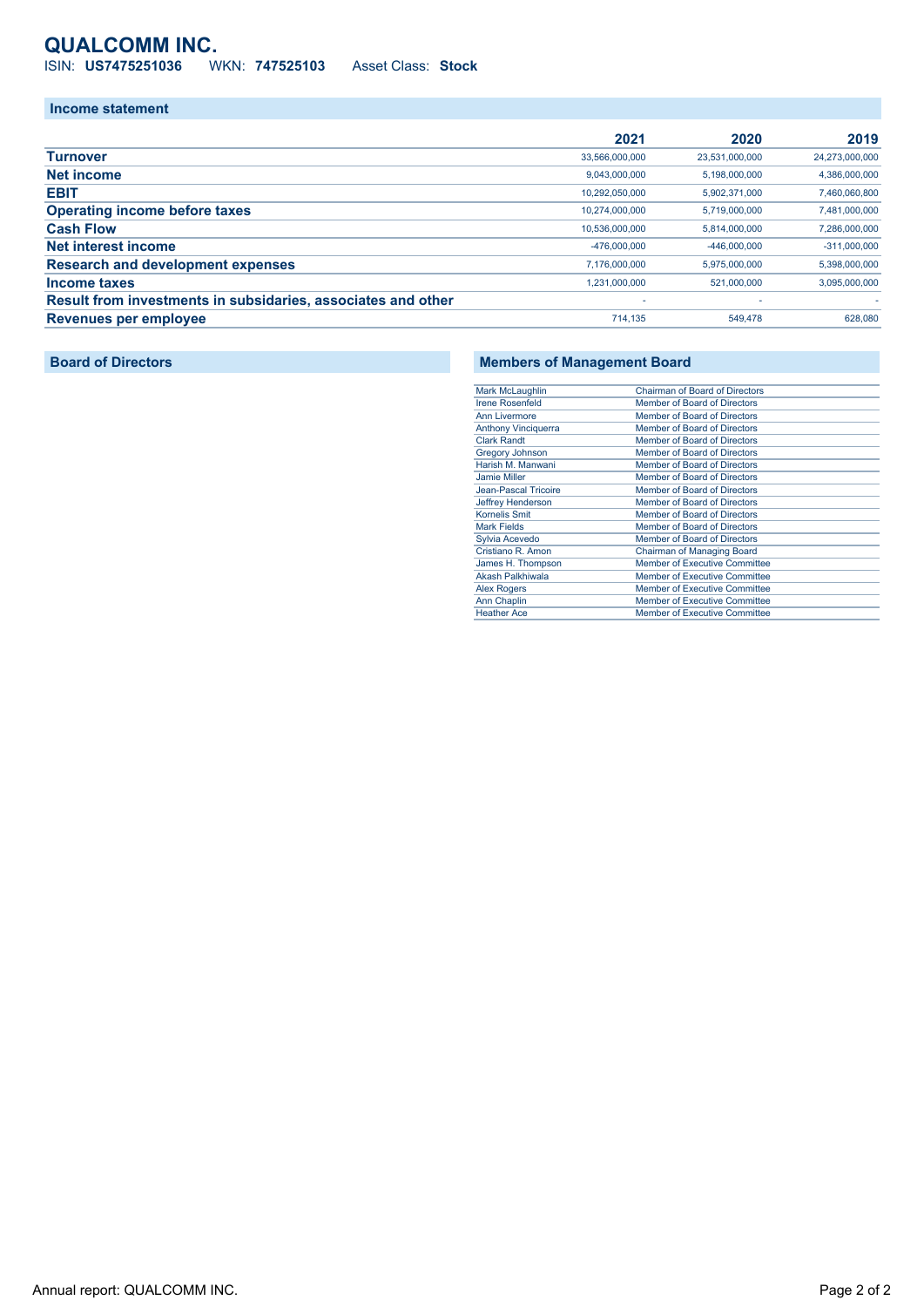# QUALCOMM INC.

ISIN: **US7475251036** WKN: **747525103** Asset Class: **Stock**

## Income statement

| | 2021 | 2020 | 2019 |
|---|---|---|---|
| **Turnover** | 33,566,000,000 | 23,531,000,000 | 24,273,000,000 |
| **Net income** | 9,043,000,000 | 5,198,000,000 | 4,386,000,000 |
| **EBIT** | 10,292,050,000 | 5,902,371,000 | 7,460,060,800 |
| **Operating income before taxes** | 10,274,000,000 | 5,719,000,000 | 7,481,000,000 |
| **Cash Flow** | 10,536,000,000 | 5,814,000,000 | 7,286,000,000 |
| **Net interest income** | -476,000,000 | -446,000,000 | -311,000,000 |
| **Research and development expenses** | 7,176,000,000 | 5,975,000,000 | 5,398,000,000 |
| **Income taxes** | 1,231,000,000 | 521,000,000 | 3,095,000,000 |
| **Result from investments in subsidaries, associates and other** | - | - | - |
| **Revenues per employee** | 714,135 | 549,478 | 628,080 |

## Board of Directors

## Members of Management Board

| | |
|---|---|
| Mark McLaughlin | Chairman of Board of Directors |
| Irene Rosenfeld | Member of Board of Directors |
| Ann Livermore | Member of Board of Directors |
| Anthony Vinciquerra | Member of Board of Directors |
| Clark Randt | Member of Board of Directors |
| Gregory Johnson | Member of Board of Directors |
| Harish M. Manwani | Member of Board of Directors |
| Jamie Miller | Member of Board of Directors |
| Jean-Pascal Tricoire | Member of Board of Directors |
| Jeffrey Henderson | Member of Board of Directors |
| Kornelis Smit | Member of Board of Directors |
| Mark Fields | Member of Board of Directors |
| Sylvia Acevedo | Member of Board of Directors |
| Cristiano R. Amon | Chairman of Managing Board |
| James H. Thompson | Member of Executive Committee |
| Akash Palkhiwala | Member of Executive Committee |
| Alex Rogers | Member of Executive Committee |
| Ann Chaplin | Member of Executive Committee |
| Heather Ace | Member of Executive Committee |

Annual report: QUALCOMM INC.